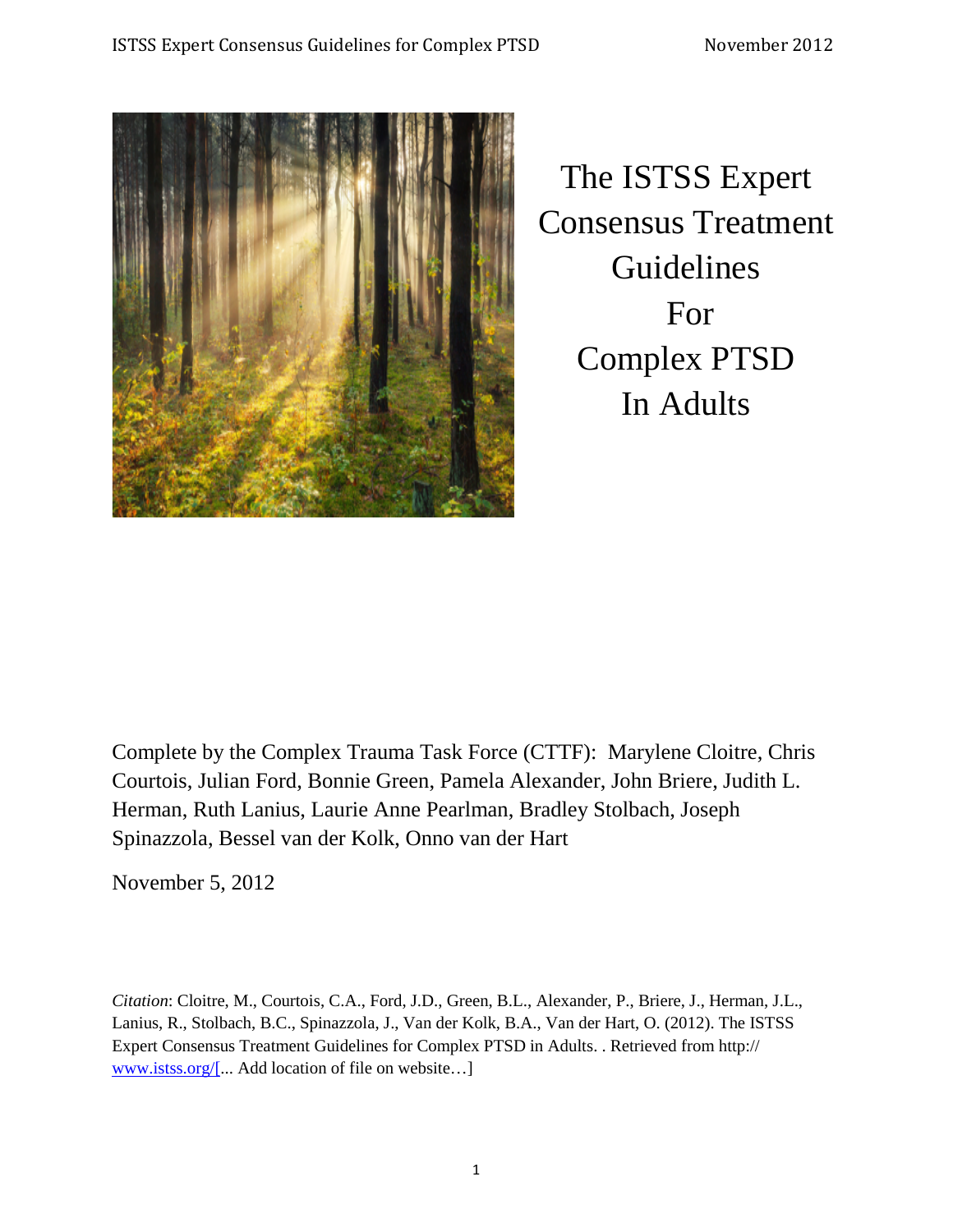# The ISTSS Expert Consensus Treatment Guidelines For Complex PTSD In Adults

Complete by the Complex Trauma Task Force (CTTF): Marylene Cloitre, Chris Courtois, Julian Ford, Bonnie Green, Pamela Alexander, John Briere, Judith L. Herman, Ruth Lanius, Laurie Anne Pearlman, Bradley Stolbach, Joseph Spinazzola, Bessel van der Kolk, Onno van der Hart

November 5, 2012

*Citation*: Cloitre, M., Courtois, C.A., Ford, J.D., Green, B.L., Alexander, P., Briere, J., Herman, J.L., Lanius, R., Stolbach, B.C., Spinazzola, J., Van der Kolk, B.A., Van der Hart, O. (2012). The ISTSS Expert Consensus Treatment Guidelines for Complex PTSD in Adults. . Retrieved from http:// www.istss.org/[... Add location of file on website…]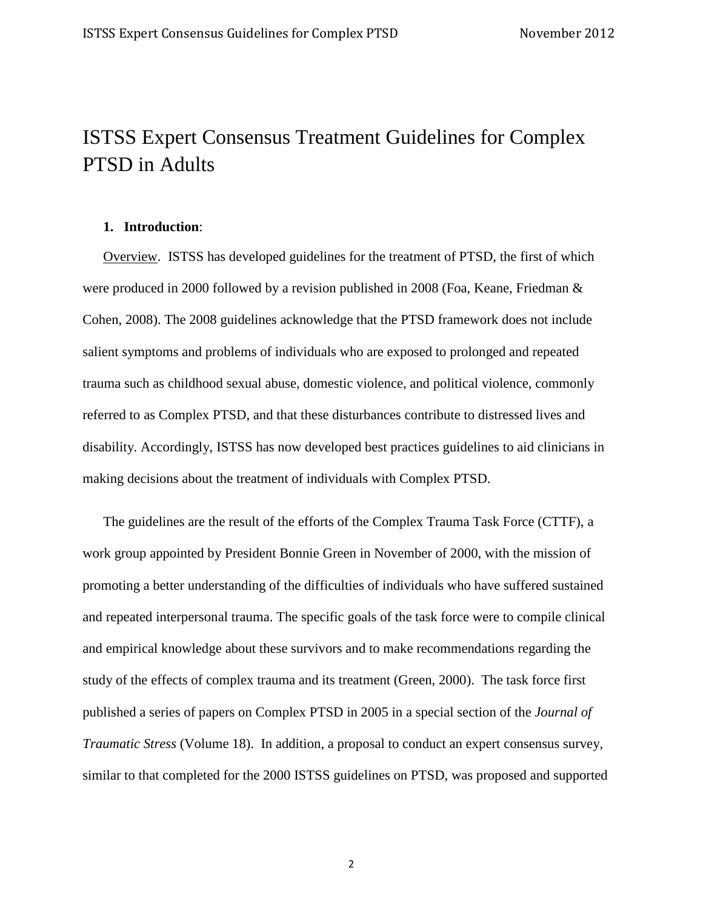# ISTSS Expert Consensus Treatment Guidelines for Complex PTSD in Adults

## 1. **Introduction**:

Overview. ISTSS has developed guidelines for the treatment of PTSD, the first of which were produced in 2000 followed by a revision published in 2008 (Foa, Keane, Friedman & Cohen, 2008). The 2008 guidelines acknowledge that the PTSD framework does not include salient symptoms and problems of individuals who are exposed to prolonged and repeated trauma such as childhood sexual abuse, domestic violence, and political violence, commonly referred to as Complex PTSD, and that these disturbances contribute to distressed lives and disability. Accordingly, ISTSS has now developed best practices guidelines to aid clinicians in making decisions about the treatment of individuals with Complex PTSD.

The guidelines are the result of the efforts of the Complex Trauma Task Force (CTTF), a work group appointed by President Bonnie Green in November of 2000, with the mission of promoting a better understanding of the difficulties of individuals who have suffered sustained and repeated interpersonal trauma. The specific goals of the task force were to compile clinical and empirical knowledge about these survivors and to make recommendations regarding the study of the effects of complex trauma and its treatment (Green, 2000). The task force first published a series of papers on Complex PTSD in 2005 in a special section of the *Journal of Traumatic Stress* (Volume 18). In addition, a proposal to conduct an expert consensus survey, similar to that completed for the 2000 ISTSS guidelines on PTSD, was proposed and supported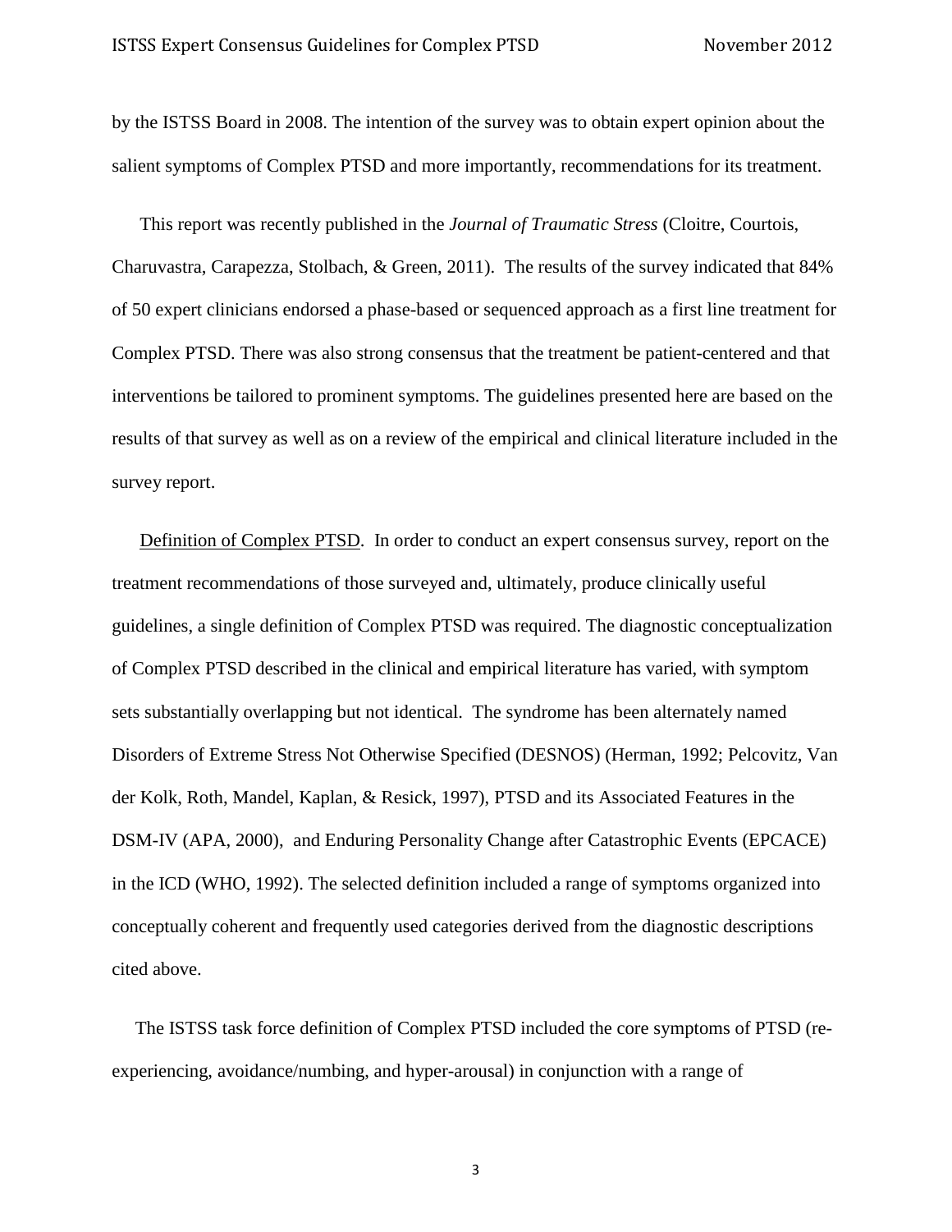by the ISTSS Board in 2008. The intention of the survey was to obtain expert opinion about the salient symptoms of Complex PTSD and more importantly, recommendations for its treatment.

This report was recently published in the *Journal of Traumatic Stress* (Cloitre, Courtois, Charuvastra, Carapezza, Stolbach, & Green, 2011). The results of the survey indicated that 84% of 50 expert clinicians endorsed a phase-based or sequenced approach as a first line treatment for Complex PTSD. There was also strong consensus that the treatment be patient-centered and that interventions be tailored to prominent symptoms. The guidelines presented here are based on the results of that survey as well as on a review of the empirical and clinical literature included in the survey report.

<u>Definition of Complex PTSD</u>. In order to conduct an expert consensus survey, report on the treatment recommendations of those surveyed and, ultimately, produce clinically useful guidelines, a single definition of Complex PTSD was required. The diagnostic conceptualization of Complex PTSD described in the clinical and empirical literature has varied, with symptom sets substantially overlapping but not identical. The syndrome has been alternately named Disorders of Extreme Stress Not Otherwise Specified (DESNOS) (Herman, 1992; Pelcovitz, Van der Kolk, Roth, Mandel, Kaplan, & Resick, 1997), PTSD and its Associated Features in the DSM-IV (APA, 2000), and Enduring Personality Change after Catastrophic Events (EPCACE) in the ICD (WHO, 1992). The selected definition included a range of symptoms organized into conceptually coherent and frequently used categories derived from the diagnostic descriptions cited above.

The ISTSS task force definition of Complex PTSD included the core symptoms of PTSD (re-experiencing, avoidance/numbing, and hyper-arousal) in conjunction with a range of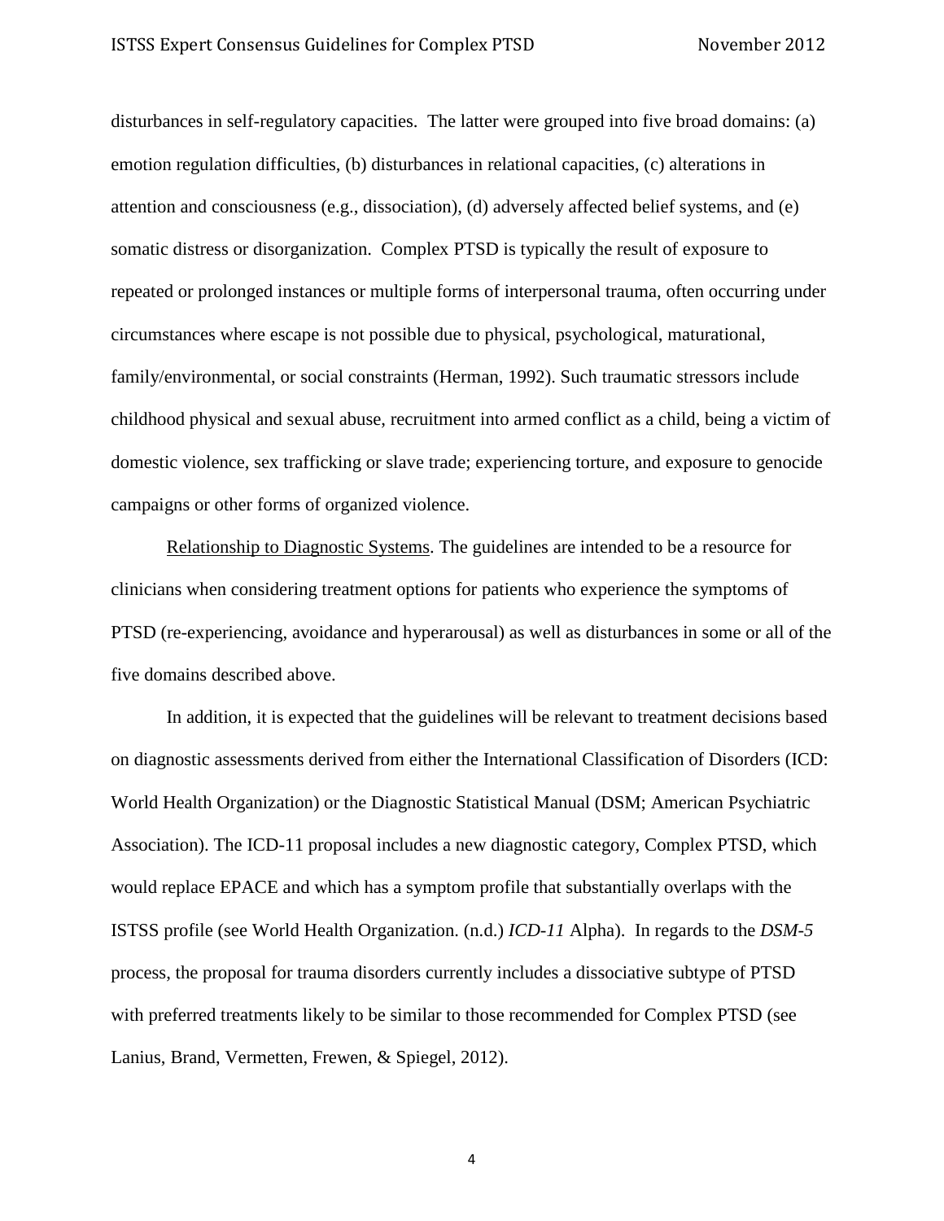disturbances in self-regulatory capacities. The latter were grouped into five broad domains: (a) emotion regulation difficulties, (b) disturbances in relational capacities, (c) alterations in attention and consciousness (e.g., dissociation), (d) adversely affected belief systems, and (e) somatic distress or disorganization. Complex PTSD is typically the result of exposure to repeated or prolonged instances or multiple forms of interpersonal trauma, often occurring under circumstances where escape is not possible due to physical, psychological, maturational, family/environmental, or social constraints (Herman, 1992). Such traumatic stressors include childhood physical and sexual abuse, recruitment into armed conflict as a child, being a victim of domestic violence, sex trafficking or slave trade; experiencing torture, and exposure to genocide campaigns or other forms of organized violence.

Relationship to Diagnostic Systems. The guidelines are intended to be a resource for clinicians when considering treatment options for patients who experience the symptoms of PTSD (re-experiencing, avoidance and hyperarousal) as well as disturbances in some or all of the five domains described above.

In addition, it is expected that the guidelines will be relevant to treatment decisions based on diagnostic assessments derived from either the International Classification of Disorders (ICD: World Health Organization) or the Diagnostic Statistical Manual (DSM; American Psychiatric Association). The ICD-11 proposal includes a new diagnostic category, Complex PTSD, which would replace EPACE and which has a symptom profile that substantially overlaps with the ISTSS profile (see World Health Organization. (n.d.) *ICD-11* Alpha). In regards to the *DSM-5* process, the proposal for trauma disorders currently includes a dissociative subtype of PTSD with preferred treatments likely to be similar to those recommended for Complex PTSD (see Lanius, Brand, Vermetten, Frewen, & Spiegel, 2012).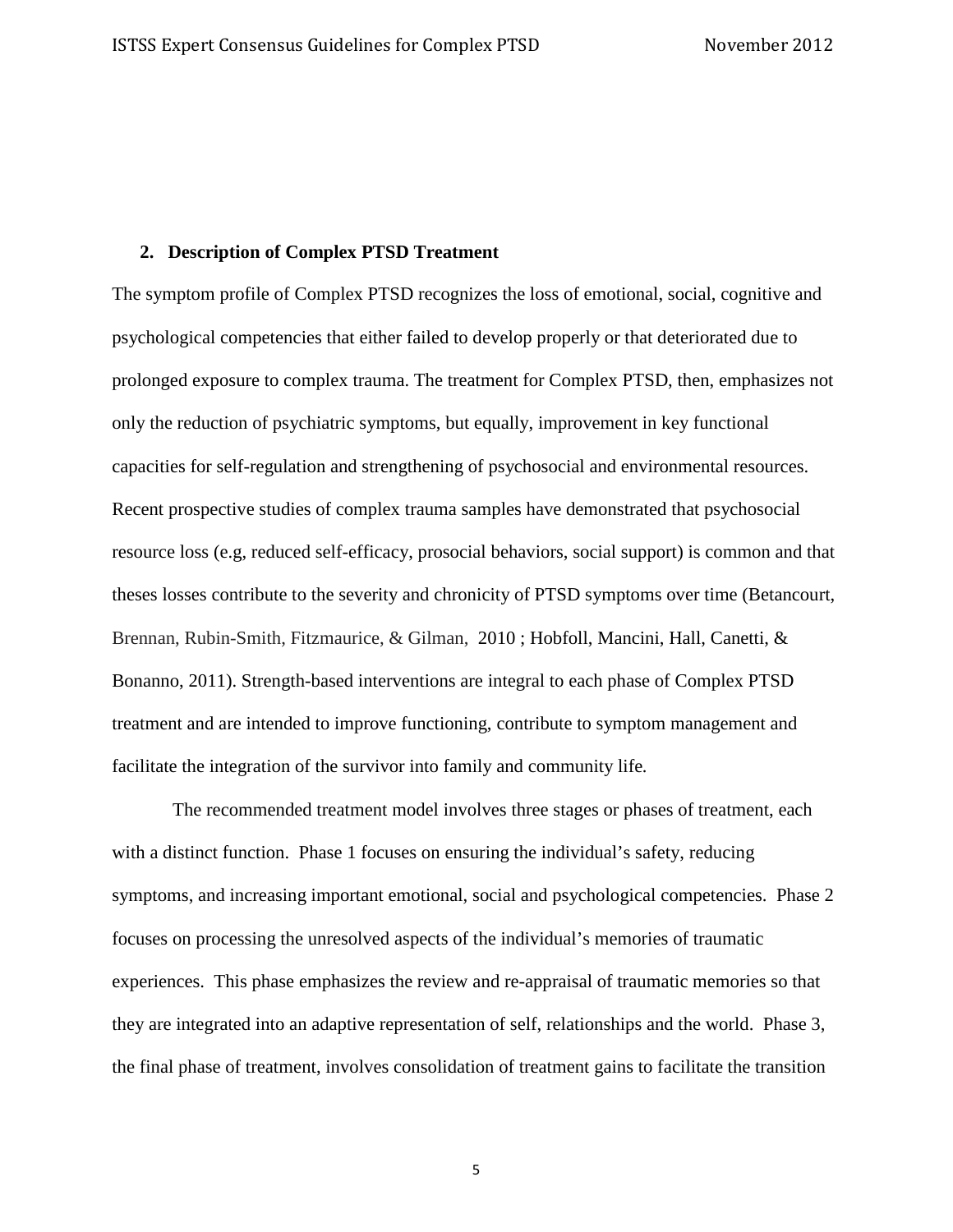## 2. Description of Complex PTSD Treatment

The symptom profile of Complex PTSD recognizes the loss of emotional, social, cognitive and psychological competencies that either failed to develop properly or that deteriorated due to prolonged exposure to complex trauma. The treatment for Complex PTSD, then, emphasizes not only the reduction of psychiatric symptoms, but equally, improvement in key functional capacities for self-regulation and strengthening of psychosocial and environmental resources. Recent prospective studies of complex trauma samples have demonstrated that psychosocial resource loss (e.g, reduced self-efficacy, prosocial behaviors, social support) is common and that theses losses contribute to the severity and chronicity of PTSD symptoms over time (Betancourt, Brennan, Rubin-Smith, Fitzmaurice, & Gilman, 2010 ; Hobfoll, Mancini, Hall, Canetti, & Bonanno, 2011). Strength-based interventions are integral to each phase of Complex PTSD treatment and are intended to improve functioning, contribute to symptom management and facilitate the integration of the survivor into family and community life.

The recommended treatment model involves three stages or phases of treatment, each with a distinct function. Phase 1 focuses on ensuring the individual's safety, reducing symptoms, and increasing important emotional, social and psychological competencies. Phase 2 focuses on processing the unresolved aspects of the individual's memories of traumatic experiences. This phase emphasizes the review and re-appraisal of traumatic memories so that they are integrated into an adaptive representation of self, relationships and the world. Phase 3, the final phase of treatment, involves consolidation of treatment gains to facilitate the transition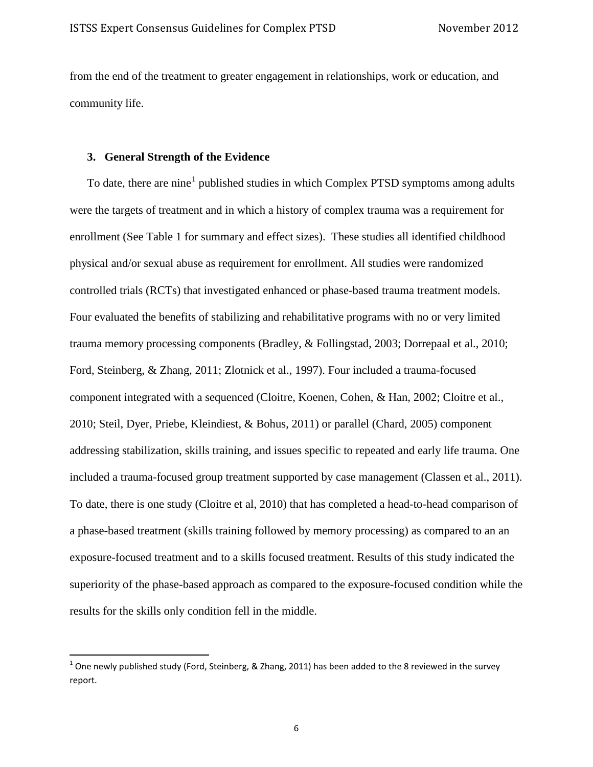from the end of the treatment to greater engagement in relationships, work or education, and community life.

### 3. General Strength of the Evidence

To date, there are nine[1] published studies in which Complex PTSD symptoms among adults were the targets of treatment and in which a history of complex trauma was a requirement for enrollment (See Table 1 for summary and effect sizes). These studies all identified childhood physical and/or sexual abuse as requirement for enrollment. All studies were randomized controlled trials (RCTs) that investigated enhanced or phase-based trauma treatment models. Four evaluated the benefits of stabilizing and rehabilitative programs with no or very limited trauma memory processing components (Bradley, & Follingstad, 2003; Dorrepaal et al., 2010; Ford, Steinberg, & Zhang, 2011; Zlotnick et al., 1997). Four included a trauma-focused component integrated with a sequenced (Cloitre, Koenen, Cohen, & Han, 2002; Cloitre et al., 2010; Steil, Dyer, Priebe, Kleindiest, & Bohus, 2011) or parallel (Chard, 2005) component addressing stabilization, skills training, and issues specific to repeated and early life trauma. One included a trauma-focused group treatment supported by case management (Classen et al., 2011). To date, there is one study (Cloitre et al, 2010) that has completed a head-to-head comparison of a phase-based treatment (skills training followed by memory processing) as compared to an an exposure-focused treatment and to a skills focused treatment. Results of this study indicated the superiority of the phase-based approach as compared to the exposure-focused condition while the results for the skills only condition fell in the middle.

[1] One newly published study (Ford, Steinberg, & Zhang, 2011) has been added to the 8 reviewed in the survey report.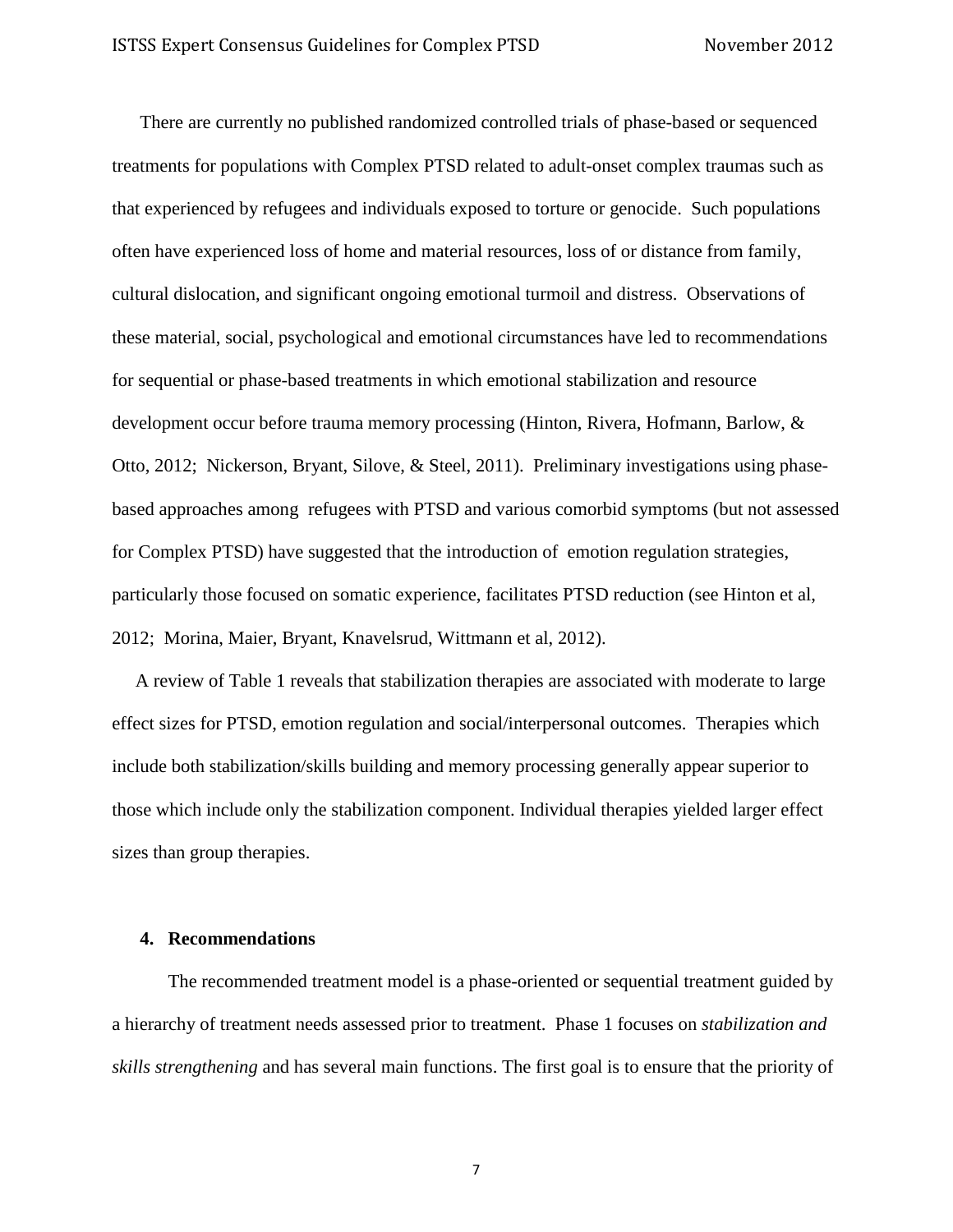There are currently no published randomized controlled trials of phase-based or sequenced treatments for populations with Complex PTSD related to adult-onset complex traumas such as that experienced by refugees and individuals exposed to torture or genocide. Such populations often have experienced loss of home and material resources, loss of or distance from family, cultural dislocation, and significant ongoing emotional turmoil and distress. Observations of these material, social, psychological and emotional circumstances have led to recommendations for sequential or phase-based treatments in which emotional stabilization and resource development occur before trauma memory processing (Hinton, Rivera, Hofmann, Barlow, & Otto, 2012; Nickerson, Bryant, Silove, & Steel, 2011). Preliminary investigations using phase-based approaches among refugees with PTSD and various comorbid symptoms (but not assessed for Complex PTSD) have suggested that the introduction of emotion regulation strategies, particularly those focused on somatic experience, facilitates PTSD reduction (see Hinton et al, 2012; Morina, Maier, Bryant, Knavelsrud, Wittmann et al, 2012).

A review of Table 1 reveals that stabilization therapies are associated with moderate to large effect sizes for PTSD, emotion regulation and social/interpersonal outcomes. Therapies which include both stabilization/skills building and memory processing generally appear superior to those which include only the stabilization component. Individual therapies yielded larger effect sizes than group therapies.

## 4. Recommendations

The recommended treatment model is a phase-oriented or sequential treatment guided by a hierarchy of treatment needs assessed prior to treatment. Phase 1 focuses on *stabilization and skills strengthening* and has several main functions. The first goal is to ensure that the priority of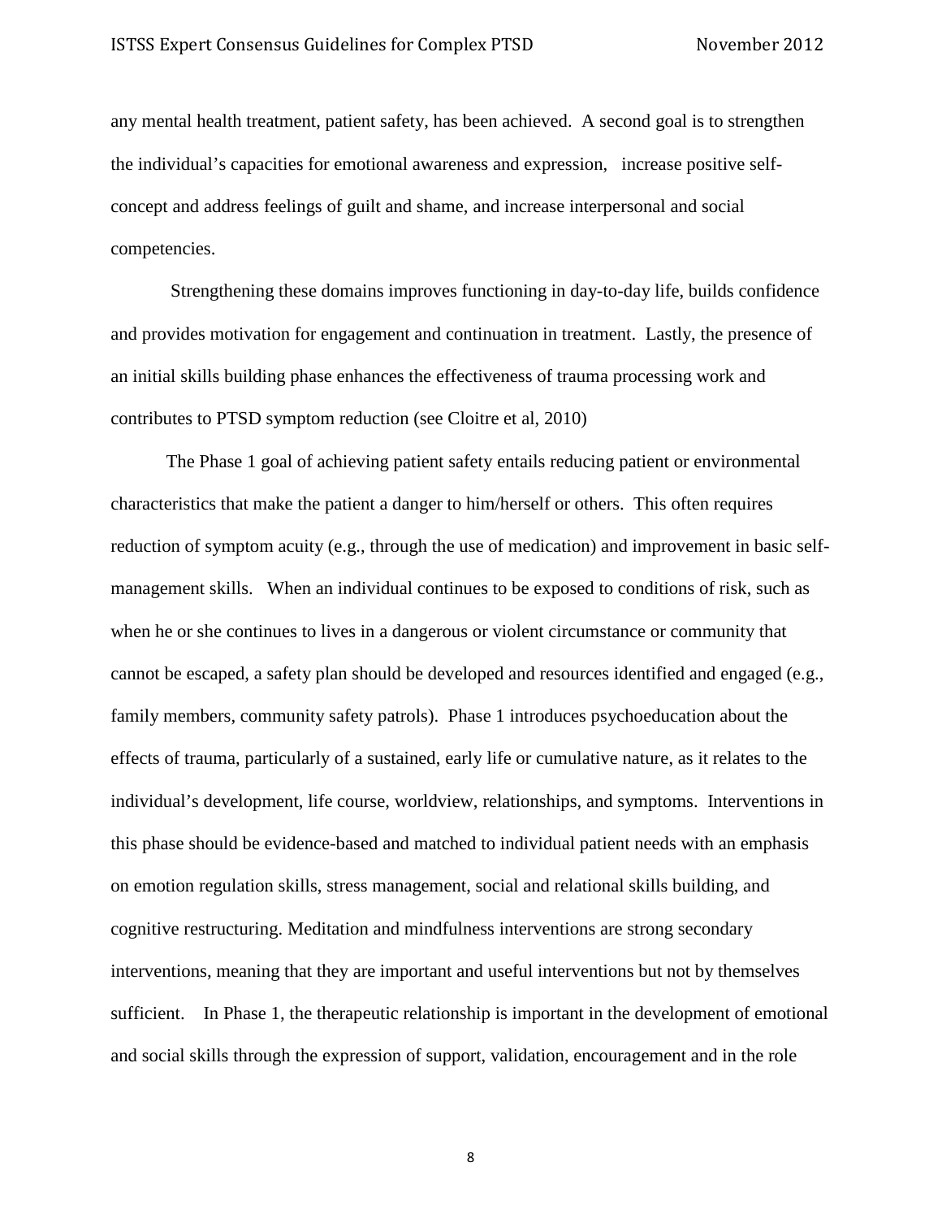any mental health treatment, patient safety, has been achieved. A second goal is to strengthen the individual's capacities for emotional awareness and expression, increase positive self-concept and address feelings of guilt and shame, and increase interpersonal and social competencies.

Strengthening these domains improves functioning in day-to-day life, builds confidence and provides motivation for engagement and continuation in treatment. Lastly, the presence of an initial skills building phase enhances the effectiveness of trauma processing work and contributes to PTSD symptom reduction (see Cloitre et al, 2010)

The Phase 1 goal of achieving patient safety entails reducing patient or environmental characteristics that make the patient a danger to him/herself or others. This often requires reduction of symptom acuity (e.g., through the use of medication) and improvement in basic self-management skills. When an individual continues to be exposed to conditions of risk, such as when he or she continues to lives in a dangerous or violent circumstance or community that cannot be escaped, a safety plan should be developed and resources identified and engaged (e.g., family members, community safety patrols). Phase 1 introduces psychoeducation about the effects of trauma, particularly of a sustained, early life or cumulative nature, as it relates to the individual's development, life course, worldview, relationships, and symptoms. Interventions in this phase should be evidence-based and matched to individual patient needs with an emphasis on emotion regulation skills, stress management, social and relational skills building, and cognitive restructuring. Meditation and mindfulness interventions are strong secondary interventions, meaning that they are important and useful interventions but not by themselves sufficient. In Phase 1, the therapeutic relationship is important in the development of emotional and social skills through the expression of support, validation, encouragement and in the role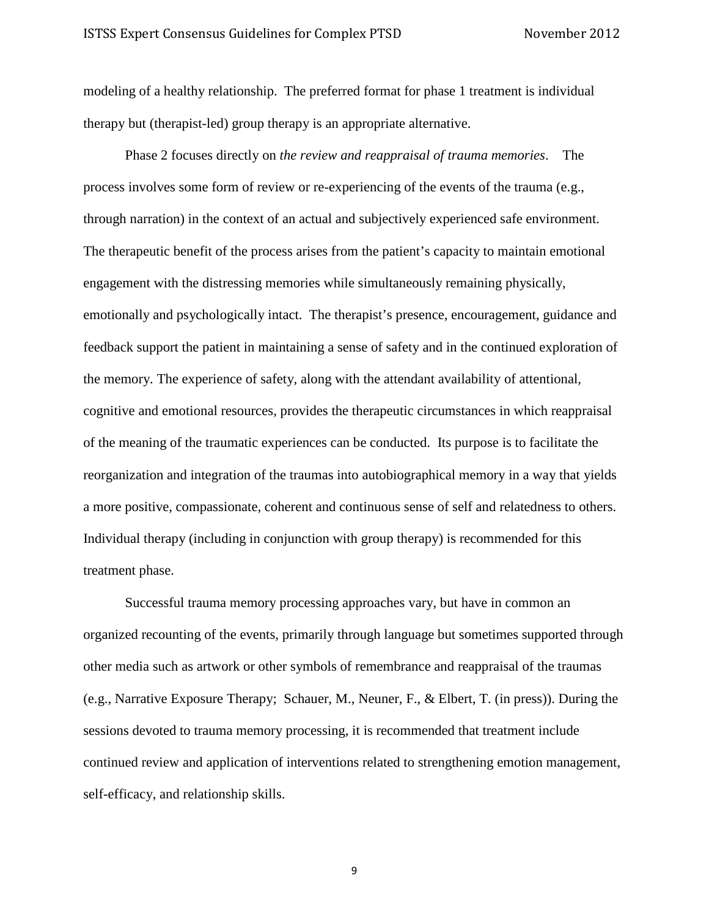modeling of a healthy relationship. The preferred format for phase 1 treatment is individual therapy but (therapist-led) group therapy is an appropriate alternative.

Phase 2 focuses directly on *the review and reappraisal of trauma memories*. The process involves some form of review or re-experiencing of the events of the trauma (e.g., through narration) in the context of an actual and subjectively experienced safe environment. The therapeutic benefit of the process arises from the patient's capacity to maintain emotional engagement with the distressing memories while simultaneously remaining physically, emotionally and psychologically intact. The therapist's presence, encouragement, guidance and feedback support the patient in maintaining a sense of safety and in the continued exploration of the memory. The experience of safety, along with the attendant availability of attentional, cognitive and emotional resources, provides the therapeutic circumstances in which reappraisal of the meaning of the traumatic experiences can be conducted. Its purpose is to facilitate the reorganization and integration of the traumas into autobiographical memory in a way that yields a more positive, compassionate, coherent and continuous sense of self and relatedness to others. Individual therapy (including in conjunction with group therapy) is recommended for this treatment phase.

Successful trauma memory processing approaches vary, but have in common an organized recounting of the events, primarily through language but sometimes supported through other media such as artwork or other symbols of remembrance and reappraisal of the traumas (e.g., Narrative Exposure Therapy; Schauer, M., Neuner, F., & Elbert, T. (in press)). During the sessions devoted to trauma memory processing, it is recommended that treatment include continued review and application of interventions related to strengthening emotion management, self-efficacy, and relationship skills.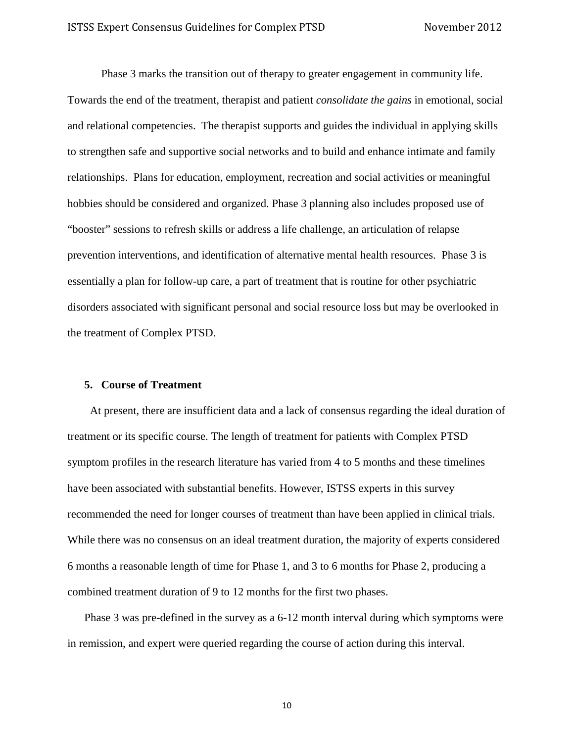Phase 3 marks the transition out of therapy to greater engagement in community life. Towards the end of the treatment, therapist and patient *consolidate the gains* in emotional, social and relational competencies. The therapist supports and guides the individual in applying skills to strengthen safe and supportive social networks and to build and enhance intimate and family relationships. Plans for education, employment, recreation and social activities or meaningful hobbies should be considered and organized. Phase 3 planning also includes proposed use of "booster" sessions to refresh skills or address a life challenge, an articulation of relapse prevention interventions, and identification of alternative mental health resources. Phase 3 is essentially a plan for follow-up care, a part of treatment that is routine for other psychiatric disorders associated with significant personal and social resource loss but may be overlooked in the treatment of Complex PTSD.

## 5. Course of Treatment

At present, there are insufficient data and a lack of consensus regarding the ideal duration of treatment or its specific course. The length of treatment for patients with Complex PTSD symptom profiles in the research literature has varied from 4 to 5 months and these timelines have been associated with substantial benefits. However, ISTSS experts in this survey recommended the need for longer courses of treatment than have been applied in clinical trials. While there was no consensus on an ideal treatment duration, the majority of experts considered 6 months a reasonable length of time for Phase 1, and 3 to 6 months for Phase 2, producing a combined treatment duration of 9 to 12 months for the first two phases.

Phase 3 was pre-defined in the survey as a 6-12 month interval during which symptoms were in remission, and expert were queried regarding the course of action during this interval.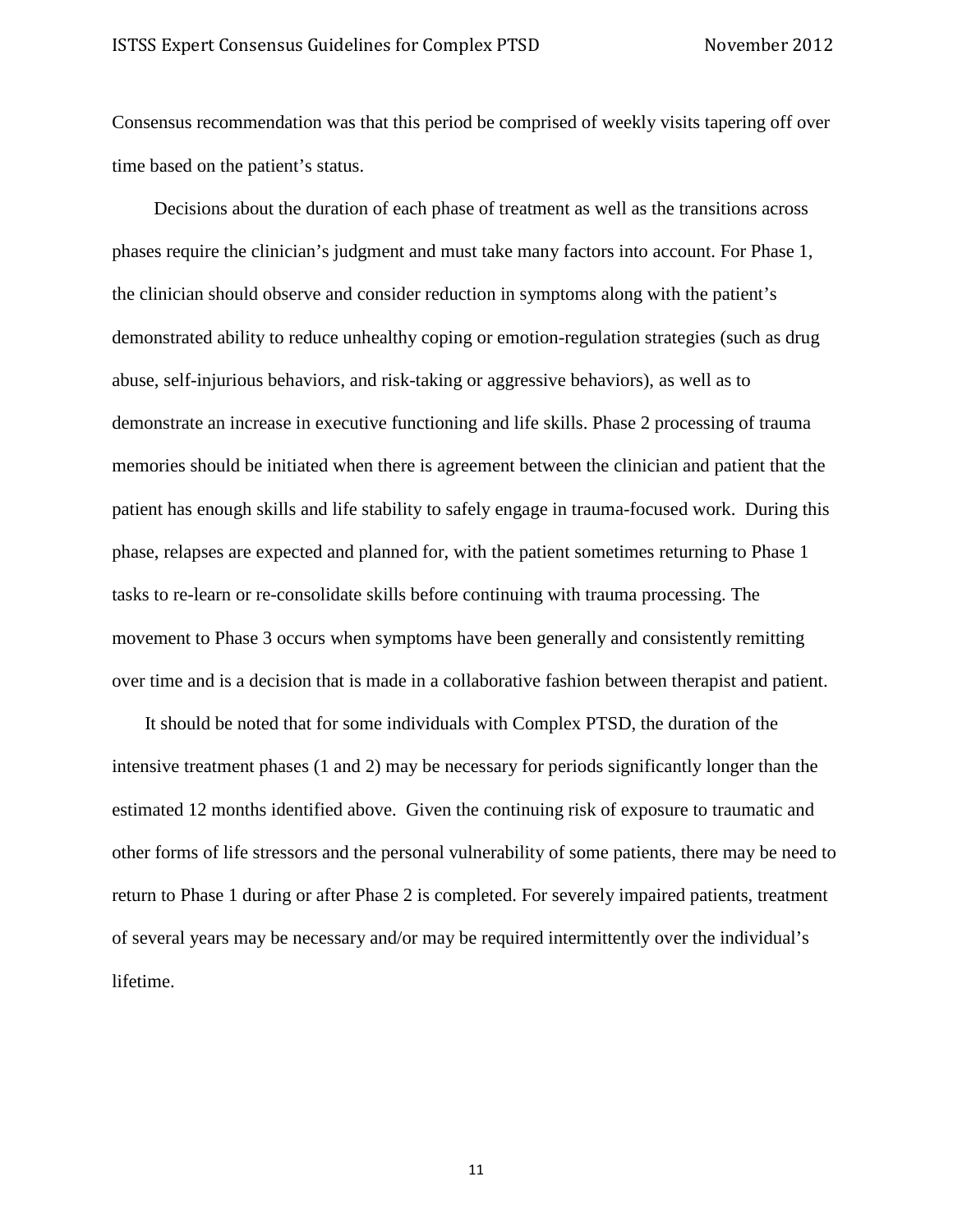Consensus recommendation was that this period be comprised of weekly visits tapering off over time based on the patient's status.

Decisions about the duration of each phase of treatment as well as the transitions across phases require the clinician's judgment and must take many factors into account. For Phase 1, the clinician should observe and consider reduction in symptoms along with the patient's demonstrated ability to reduce unhealthy coping or emotion-regulation strategies (such as drug abuse, self-injurious behaviors, and risk-taking or aggressive behaviors), as well as to demonstrate an increase in executive functioning and life skills. Phase 2 processing of trauma memories should be initiated when there is agreement between the clinician and patient that the patient has enough skills and life stability to safely engage in trauma-focused work. During this phase, relapses are expected and planned for, with the patient sometimes returning to Phase 1 tasks to re-learn or re-consolidate skills before continuing with trauma processing. The movement to Phase 3 occurs when symptoms have been generally and consistently remitting over time and is a decision that is made in a collaborative fashion between therapist and patient.

It should be noted that for some individuals with Complex PTSD, the duration of the intensive treatment phases (1 and 2) may be necessary for periods significantly longer than the estimated 12 months identified above. Given the continuing risk of exposure to traumatic and other forms of life stressors and the personal vulnerability of some patients, there may be need to return to Phase 1 during or after Phase 2 is completed. For severely impaired patients, treatment of several years may be necessary and/or may be required intermittently over the individual's lifetime.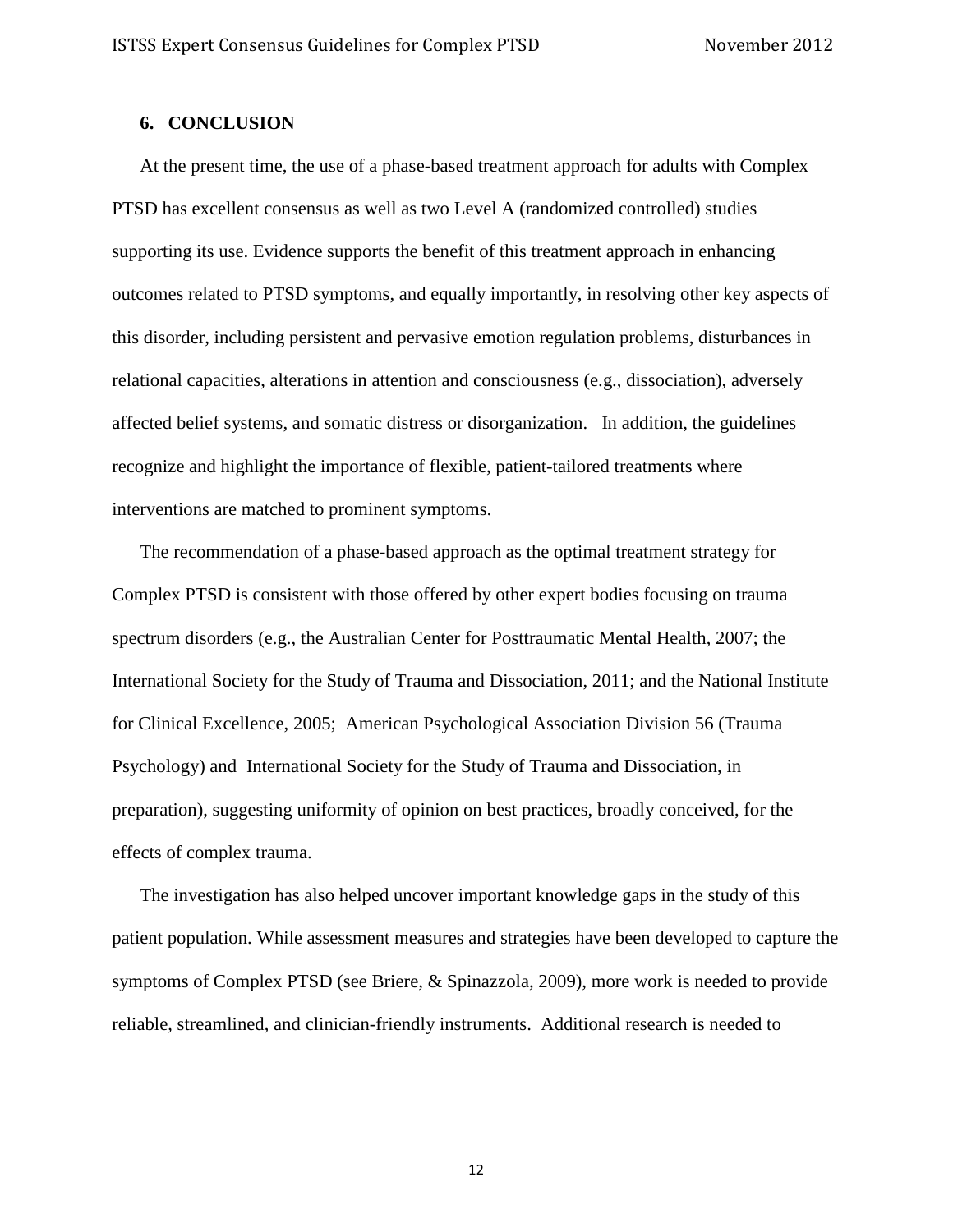## 6. CONCLUSION

At the present time, the use of a phase-based treatment approach for adults with Complex PTSD has excellent consensus as well as two Level A (randomized controlled) studies supporting its use. Evidence supports the benefit of this treatment approach in enhancing outcomes related to PTSD symptoms, and equally importantly, in resolving other key aspects of this disorder, including persistent and pervasive emotion regulation problems, disturbances in relational capacities, alterations in attention and consciousness (e.g., dissociation), adversely affected belief systems, and somatic distress or disorganization. In addition, the guidelines recognize and highlight the importance of flexible, patient-tailored treatments where interventions are matched to prominent symptoms.

The recommendation of a phase-based approach as the optimal treatment strategy for Complex PTSD is consistent with those offered by other expert bodies focusing on trauma spectrum disorders (e.g., the Australian Center for Posttraumatic Mental Health, 2007; the International Society for the Study of Trauma and Dissociation, 2011; and the National Institute for Clinical Excellence, 2005; American Psychological Association Division 56 (Trauma Psychology) and International Society for the Study of Trauma and Dissociation, in preparation), suggesting uniformity of opinion on best practices, broadly conceived, for the effects of complex trauma.

The investigation has also helped uncover important knowledge gaps in the study of this patient population. While assessment measures and strategies have been developed to capture the symptoms of Complex PTSD (see Briere, & Spinazzola, 2009), more work is needed to provide reliable, streamlined, and clinician-friendly instruments. Additional research is needed to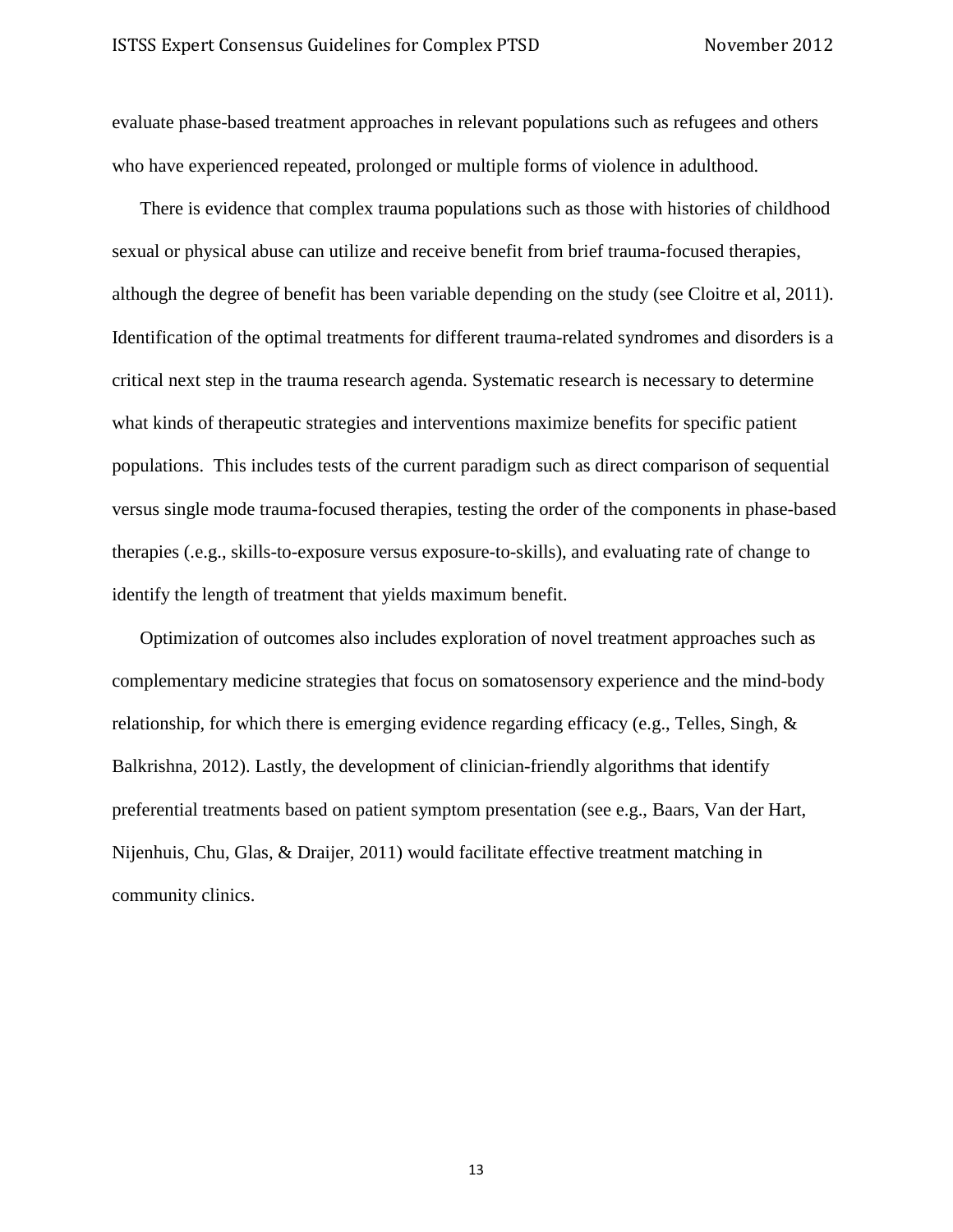evaluate phase-based treatment approaches in relevant populations such as refugees and others who have experienced repeated, prolonged or multiple forms of violence in adulthood.

There is evidence that complex trauma populations such as those with histories of childhood sexual or physical abuse can utilize and receive benefit from brief trauma-focused therapies, although the degree of benefit has been variable depending on the study (see Cloitre et al, 2011). Identification of the optimal treatments for different trauma-related syndromes and disorders is a critical next step in the trauma research agenda. Systematic research is necessary to determine what kinds of therapeutic strategies and interventions maximize benefits for specific patient populations. This includes tests of the current paradigm such as direct comparison of sequential versus single mode trauma-focused therapies, testing the order of the components in phase-based therapies (.e.g., skills-to-exposure versus exposure-to-skills), and evaluating rate of change to identify the length of treatment that yields maximum benefit.

Optimization of outcomes also includes exploration of novel treatment approaches such as complementary medicine strategies that focus on somatosensory experience and the mind-body relationship, for which there is emerging evidence regarding efficacy (e.g., Telles, Singh, & Balkrishna, 2012). Lastly, the development of clinician-friendly algorithms that identify preferential treatments based on patient symptom presentation (see e.g., Baars, Van der Hart, Nijenhuis, Chu, Glas, & Draijer, 2011) would facilitate effective treatment matching in community clinics.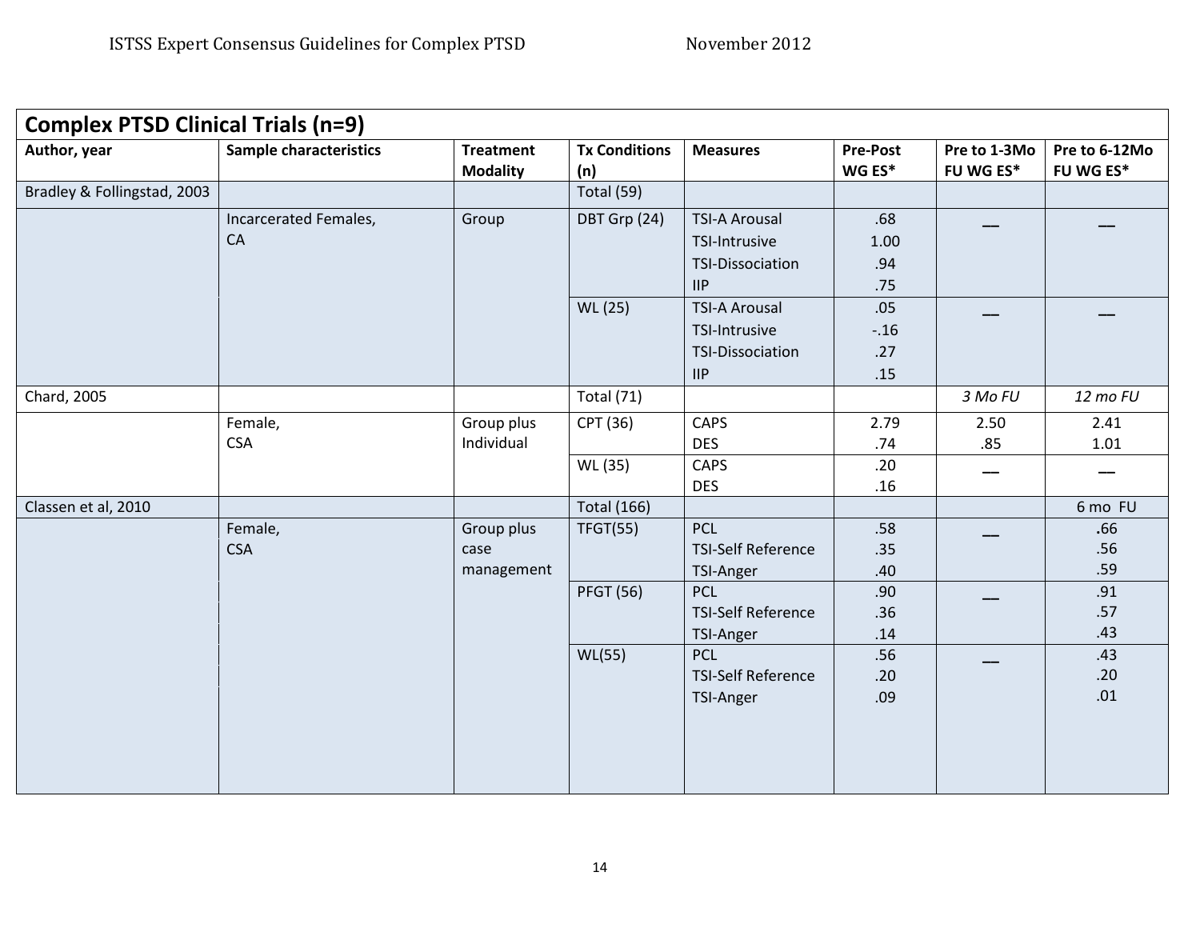## Complex PTSD Clinical Trials (n=9)

| Author, year | Sample characteristics | Treatment Modality | Tx Conditions (n) | Measures | Pre-Post WG ES* | Pre to 1-3Mo FU WG ES* | Pre to 6-12Mo FU WG ES* |
|---|---|---|---|---|---|---|---|
| Bradley & Follingstad, 2003 | | | Total (59) | | | | |
| | Incarcerated Females, CA | Group | DBT Grp (24) | TSI-A Arousal | .68 | — | — |
| | | | | TSI-Intrusive | 1.00 | | |
| | | | | TSI-Dissociation | .94 | | |
| | | | | IIP | .75 | | |
| | | | WL (25) | TSI-A Arousal | .05 | — | — |
| | | | | TSI-Intrusive | -.16 | | |
| | | | | TSI-Dissociation | .27 | | |
| | | | | IIP | .15 | | |
| Chard, 2005 | | | Total (71) | | | *3 Mo FU* | *12 mo FU* |
| | Female, CSA | Group plus Individual | CPT (36) | CAPS | 2.79 | 2.50 | 2.41 |
| | | | | DES | .74 | .85 | 1.01 |
| | | | WL (35) | CAPS | .20 | — | — |
| | | | | DES | .16 | | |
| Classen et al, 2010 | | | Total (166) | | | | 6 mo FU |
| | Female, CSA | Group plus case management | TFGT(55) | PCL | .58 | — | .66 |
| | | | | TSI-Self Reference | .35 | | .56 |
| | | | | TSI-Anger | .40 | | .59 |
| | | | PFGT (56) | PCL | .90 | — | .91 |
| | | | | TSI-Self Reference | .36 | | .57 |
| | | | | TSI-Anger | .14 | | .43 |
| | | | WL(55) | PCL | .56 | — | .43 |
| | | | | TSI-Self Reference | .20 | | .20 |
| | | | | TSI-Anger | .09 | | .01 |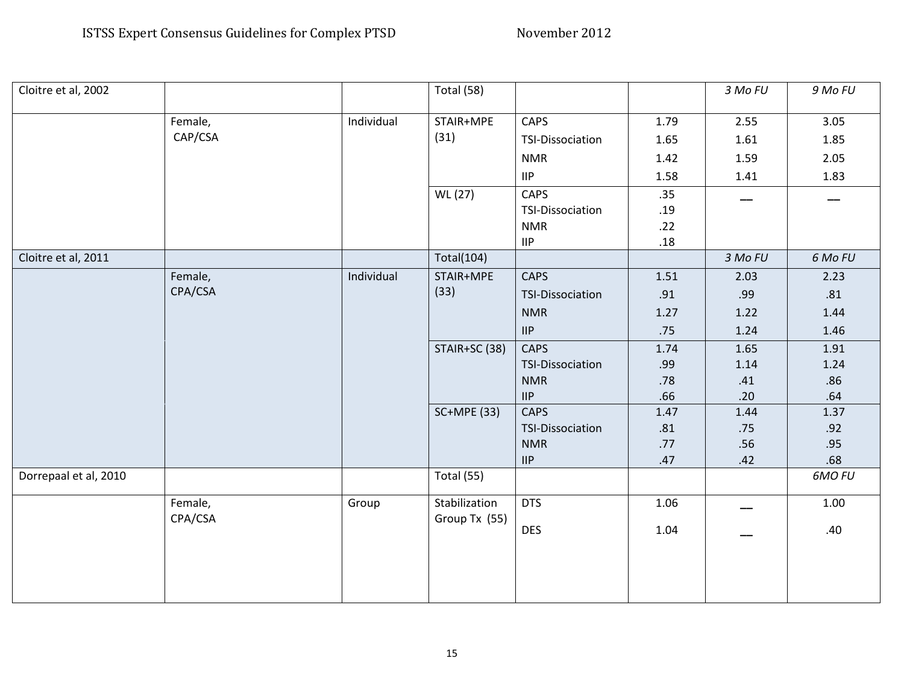| Cloitre et al, 2002 | | | Total (58) | | | *3 Mo FU* | *9 Mo FU* |
|---|---|---|---|---|---|---|---|
| | Female, CAP/CSA | Individual | STAIR+MPE (31) | CAPS | 1.79 | 2.55 | 3.05 |
| | | | | TSI-Dissociation | 1.65 | 1.61 | 1.85 |
| | | | | NMR | 1.42 | 1.59 | 2.05 |
| | | | | IIP | 1.58 | 1.41 | 1.83 |
| | | | WL (27) | CAPS | .35 | — | — |
| | | | | TSI-Dissociation | .19 | | |
| | | | | NMR | .22 | | |
| | | | | IIP | .18 | | |
| Cloitre et al, 2011 | | | Total(104) | | | *3 Mo FU* | *6 Mo FU* |
| | Female, CPA/CSA | Individual | STAIR+MPE (33) | CAPS | 1.51 | 2.03 | 2.23 |
| | | | | TSI-Dissociation | .91 | .99 | .81 |
| | | | | NMR | 1.27 | 1.22 | 1.44 |
| | | | | IIP | .75 | 1.24 | 1.46 |
| | | | STAIR+SC (38) | CAPS | 1.74 | 1.65 | 1.91 |
| | | | | TSI-Dissociation | .99 | 1.14 | 1.24 |
| | | | | NMR | .78 | .41 | .86 |
| | | | | IIP | .66 | .20 | .64 |
| | | | SC+MPE (33) | CAPS | 1.47 | 1.44 | 1.37 |
| | | | | TSI-Dissociation | .81 | .75 | .92 |
| | | | | NMR | .77 | .56 | .95 |
| | | | | IIP | .47 | .42 | .68 |
| Dorrepaal et al, 2010 | | | Total (55) | | | | *6MO FU* |
| | Female, CPA/CSA | Group | Stabilization Group Tx (55) | DTS | 1.06 | — | 1.00 |
| | | | | DES | 1.04 | — | .40 |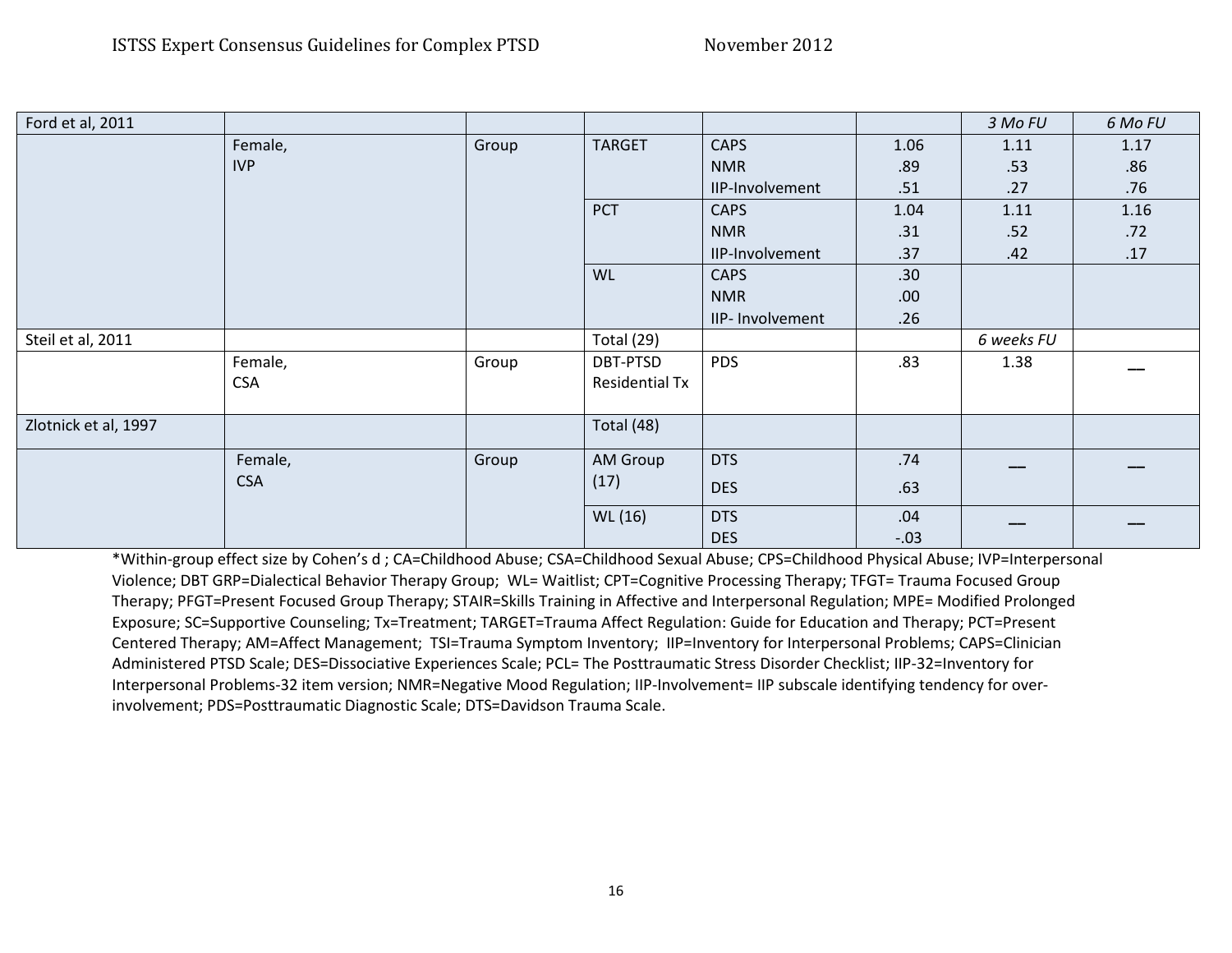| Ford et al, 2011 | | | | | | *3 Mo FU* | *6 Mo FU* |
|---|---|---|---|---|---|---|---|
| | Female, IVP | Group | TARGET | CAPS | 1.06 | 1.11 | 1.17 |
| | | | | NMR | .89 | .53 | .86 |
| | | | | IIP-Involvement | .51 | .27 | .76 |
| | | | PCT | CAPS | 1.04 | 1.11 | 1.16 |
| | | | | NMR | .31 | .52 | .72 |
| | | | | IIP-Involvement | .37 | .42 | .17 |
| | | | WL | CAPS | .30 | | |
| | | | | NMR | .00 | | |
| | | | | IIP- Involvement | .26 | | |
| Steil et al, 2011 | | | Total (29) | | | *6 weeks FU* | |
| | Female, CSA | Group | DBT-PTSD Residential Tx | PDS | .83 | 1.38 | — |
| Zlotnick et al, 1997 | | | Total (48) | | | | |
| | Female, CSA | Group | AM Group (17) | DTS | .74 | — | — |
| | | | | DES | .63 | | |
| | | | WL (16) | DTS | .04 | — | — |
| | | | | DES | -.03 | | |

*Within-group effect size by Cohen's d ; CA=Childhood Abuse; CSA=Childhood Sexual Abuse; CPS=Childhood Physical Abuse; IVP=Interpersonal Violence; DBT GRP=Dialectical Behavior Therapy Group; WL= Waitlist; CPT=Cognitive Processing Therapy; TFGT= Trauma Focused Group Therapy; PFGT=Present Focused Group Therapy; STAIR=Skills Training in Affective and Interpersonal Regulation; MPE= Modified Prolonged Exposure; SC=Supportive Counseling; Tx=Treatment; TARGET=Trauma Affect Regulation: Guide for Education and Therapy; PCT=Present Centered Therapy; AM=Affect Management; TSI=Trauma Symptom Inventory; IIP=Inventory for Interpersonal Problems; CAPS=Clinician Administered PTSD Scale; DES=Dissociative Experiences Scale; PCL= The Posttraumatic Stress Disorder Checklist; IIP-32=Inventory for Interpersonal Problems-32 item version; NMR=Negative Mood Regulation; IIP-Involvement= IIP subscale identifying tendency for over-involvement; PDS=Posttraumatic Diagnostic Scale; DTS=Davidson Trauma Scale.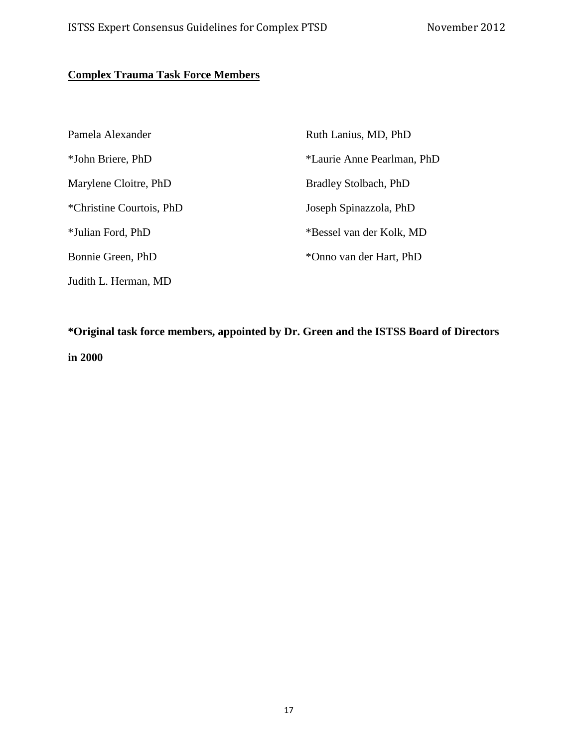## Complex Trauma Task Force Members

Pamela Alexander

*John Briere, PhD

Marylene Cloitre, PhD

*Christine Courtois, PhD

*Julian Ford, PhD

Bonnie Green, PhD

Judith L. Herman, MD

Ruth Lanius, MD, PhD

*Laurie Anne Pearlman, PhD

Bradley Stolbach, PhD

Joseph Spinazzola, PhD

*Bessel van der Kolk, MD

*Onno van der Hart, PhD

**\*Original task force members, appointed by Dr. Green and the ISTSS Board of Directors in 2000**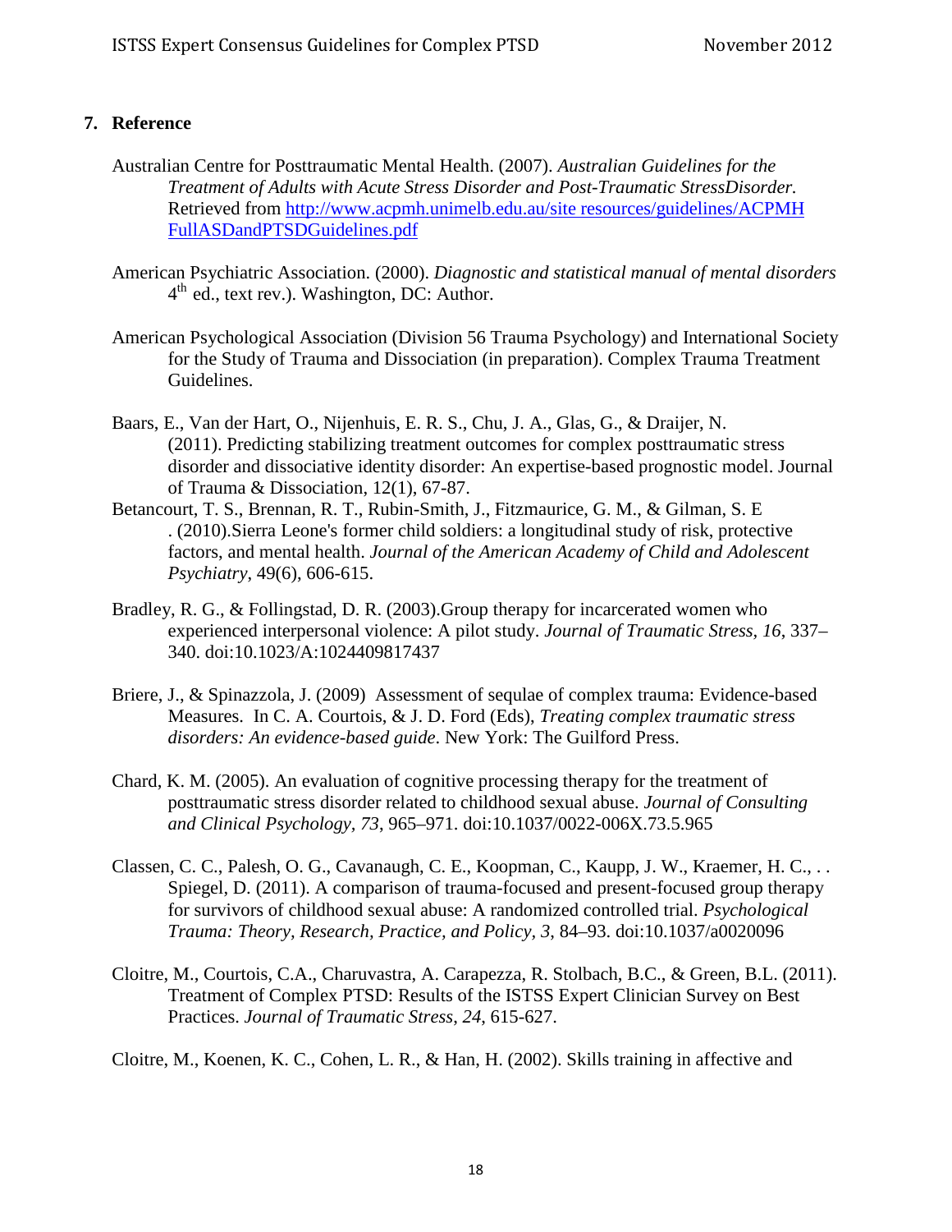## 7. Reference

Australian Centre for Posttraumatic Mental Health. (2007). *Australian Guidelines for the Treatment of Adults with Acute Stress Disorder and Post-Traumatic StressDisorder.* Retrieved from http://www.acpmh.unimelb.edu.au/site resources/guidelines/ACPMH FullASDandPTSDGuidelines.pdf

American Psychiatric Association. (2000). *Diagnostic and statistical manual of mental disorders* 4th ed., text rev.). Washington, DC: Author.

American Psychological Association (Division 56 Trauma Psychology) and International Society for the Study of Trauma and Dissociation (in preparation). Complex Trauma Treatment Guidelines.

Baars, E., Van der Hart, O., Nijenhuis, E. R. S., Chu, J. A., Glas, G., & Draijer, N. (2011). Predicting stabilizing treatment outcomes for complex posttraumatic stress disorder and dissociative identity disorder: An expertise-based prognostic model. Journal of Trauma & Dissociation, 12(1), 67-87.

Betancourt, T. S., Brennan, R. T., Rubin-Smith, J., Fitzmaurice, G. M., & Gilman, S. E . (2010).Sierra Leone's former child soldiers: a longitudinal study of risk, protective factors, and mental health. *Journal of the American Academy of Child and Adolescent Psychiatry*, 49(6), 606-615.

Bradley, R. G., & Follingstad, D. R. (2003).Group therapy for incarcerated women who experienced interpersonal violence: A pilot study. *Journal of Traumatic Stress, 16*, 337–340. doi:10.1023/A:1024409817437

Briere, J., & Spinazzola, J. (2009) Assessment of sequlae of complex trauma: Evidence-based Measures. In C. A. Courtois, & J. D. Ford (Eds), *Treating complex traumatic stress disorders: An evidence-based guide*. New York: The Guilford Press.

Chard, K. M. (2005). An evaluation of cognitive processing therapy for the treatment of posttraumatic stress disorder related to childhood sexual abuse. *Journal of Consulting and Clinical Psychology, 73*, 965–971. doi:10.1037/0022-006X.73.5.965

Classen, C. C., Palesh, O. G., Cavanaugh, C. E., Koopman, C., Kaupp, J. W., Kraemer, H. C., . . Spiegel, D. (2011). A comparison of trauma-focused and present-focused group therapy for survivors of childhood sexual abuse: A randomized controlled trial. *Psychological Trauma: Theory, Research, Practice, and Policy, 3*, 84–93. doi:10.1037/a0020096

Cloitre, M., Courtois, C.A., Charuvastra, A. Carapezza, R. Stolbach, B.C., & Green, B.L. (2011). Treatment of Complex PTSD: Results of the ISTSS Expert Clinician Survey on Best Practices. *Journal of Traumatic Stress, 24*, 615-627.

Cloitre, M., Koenen, K. C., Cohen, L. R., & Han, H. (2002). Skills training in affective and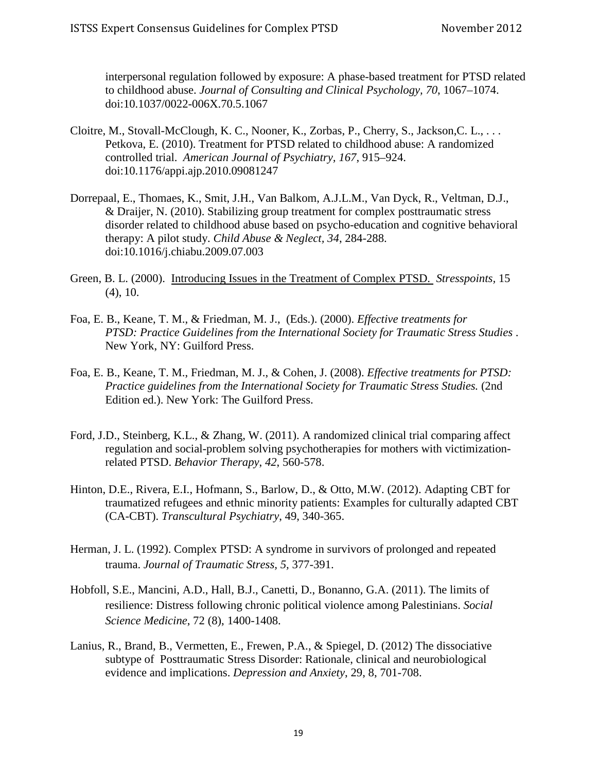interpersonal regulation followed by exposure: A phase-based treatment for PTSD related to childhood abuse. *Journal of Consulting and Clinical Psychology, 70*, 1067–1074. doi:10.1037/0022-006X.70.5.1067

Cloitre, M., Stovall-McClough, K. C., Nooner, K., Zorbas, P., Cherry, S., Jackson,C. L., . . . Petkova, E. (2010). Treatment for PTSD related to childhood abuse: A randomized controlled trial. *American Journal of Psychiatry, 167*, 915–924. doi:10.1176/appi.ajp.2010.09081247

Dorrepaal, E., Thomaes, K., Smit, J.H., Van Balkom, A.J.L.M., Van Dyck, R., Veltman, D.J., & Draijer, N. (2010). Stabilizing group treatment for complex posttraumatic stress disorder related to childhood abuse based on psycho-education and cognitive behavioral therapy: A pilot study. *Child Abuse & Neglect, 34*, 284-288. doi:10.1016/j.chiabu.2009.07.003

Green, B. L. (2000). Introducing Issues in the Treatment of Complex PTSD. *Stresspoints*, 15 (4), 10.

Foa, E. B., Keane, T. M., & Friedman, M. J., (Eds.). (2000). *Effective treatments for PTSD: Practice Guidelines from the International Society for Traumatic Stress Studies* . New York, NY: Guilford Press.

Foa, E. B., Keane, T. M., Friedman, M. J., & Cohen, J. (2008). *Effective treatments for PTSD: Practice guidelines from the International Society for Traumatic Stress Studies.* (2nd Edition ed.). New York: The Guilford Press.

Ford, J.D., Steinberg, K.L., & Zhang, W. (2011). A randomized clinical trial comparing affect regulation and social-problem solving psychotherapies for mothers with victimization-related PTSD. *Behavior Therapy, 42*, 560-578.

Hinton, D.E., Rivera, E.I., Hofmann, S., Barlow, D., & Otto, M.W. (2012). Adapting CBT for traumatized refugees and ethnic minority patients: Examples for culturally adapted CBT (CA-CBT). *Transcultural Psychiatry*, 49, 340-365.

Herman, J. L. (1992). Complex PTSD: A syndrome in survivors of prolonged and repeated trauma. *Journal of Traumatic Stress, 5*, 377-391.

Hobfoll, S.E., Mancini, A.D., Hall, B.J., Canetti, D., Bonanno, G.A. (2011). The limits of resilience: Distress following chronic political violence among Palestinians. *Social Science Medicine*, 72 (8), 1400-1408.

Lanius, R., Brand, B., Vermetten, E., Frewen, P.A., & Spiegel, D. (2012) The dissociative subtype of Posttraumatic Stress Disorder: Rationale, clinical and neurobiological evidence and implications. *Depression and Anxiety*, 29, 8, 701-708.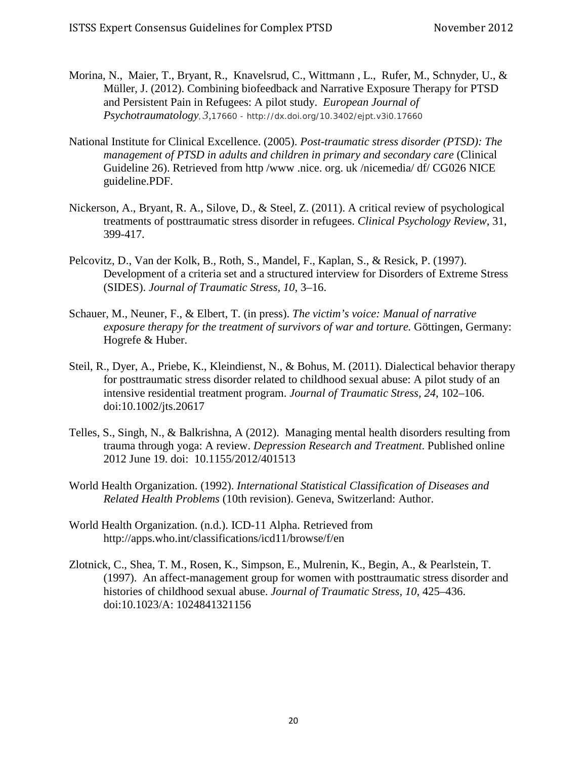Morina, N., Maier, T., Bryant, R., Knavelsrud, C., Wittmann , L., Rufer, M., Schnyder, U., & Müller, J. (2012). Combining biofeedback and Narrative Exposure Therapy for PTSD and Persistent Pain in Refugees: A pilot study. *European Journal of Psychotraumatology, 3*,17660 - http://dx.doi.org/10.3402/ejpt.v3i0.17660

National Institute for Clinical Excellence. (2005). *Post-traumatic stress disorder (PTSD): The management of PTSD in adults and children in primary and secondary care* (Clinical Guideline 26). Retrieved from http /www .nice. org. uk /nicemedia/ df/ CG026 NICE guideline.PDF.

Nickerson, A., Bryant, R. A., Silove, D., & Steel, Z. (2011). A critical review of psychological treatments of posttraumatic stress disorder in refugees. *Clinical Psychology Review*, 31, 399-417.

Pelcovitz, D., Van der Kolk, B., Roth, S., Mandel, F., Kaplan, S., & Resick, P. (1997). Development of a criteria set and a structured interview for Disorders of Extreme Stress (SIDES). *Journal of Traumatic Stress, 10*, 3–16.

Schauer, M., Neuner, F., & Elbert, T. (in press). *The victim's voice: Manual of narrative exposure therapy for the treatment of survivors of war and torture.* Göttingen, Germany: Hogrefe & Huber.

Steil, R., Dyer, A., Priebe, K., Kleindienst, N., & Bohus, M. (2011). Dialectical behavior therapy for posttraumatic stress disorder related to childhood sexual abuse: A pilot study of an intensive residential treatment program. *Journal of Traumatic Stress, 24,* 102–106. doi:10.1002/jts.20617

Telles, S., Singh, N., & Balkrishna, A (2012). Managing mental health disorders resulting from trauma through yoga: A review. *Depression Research and Treatment*. Published online 2012 June 19. doi: 10.1155/2012/401513

World Health Organization. (1992). *International Statistical Classification of Diseases and Related Health Problems* (10th revision). Geneva, Switzerland: Author.

World Health Organization. (n.d.). ICD-11 Alpha. Retrieved from http://apps.who.int/classifications/icd11/browse/f/en

Zlotnick, C., Shea, T. M., Rosen, K., Simpson, E., Mulrenin, K., Begin, A., & Pearlstein, T. (1997). An affect-management group for women with posttraumatic stress disorder and histories of childhood sexual abuse. *Journal of Traumatic Stress, 10*, 425–436. doi:10.1023/A: 1024841321156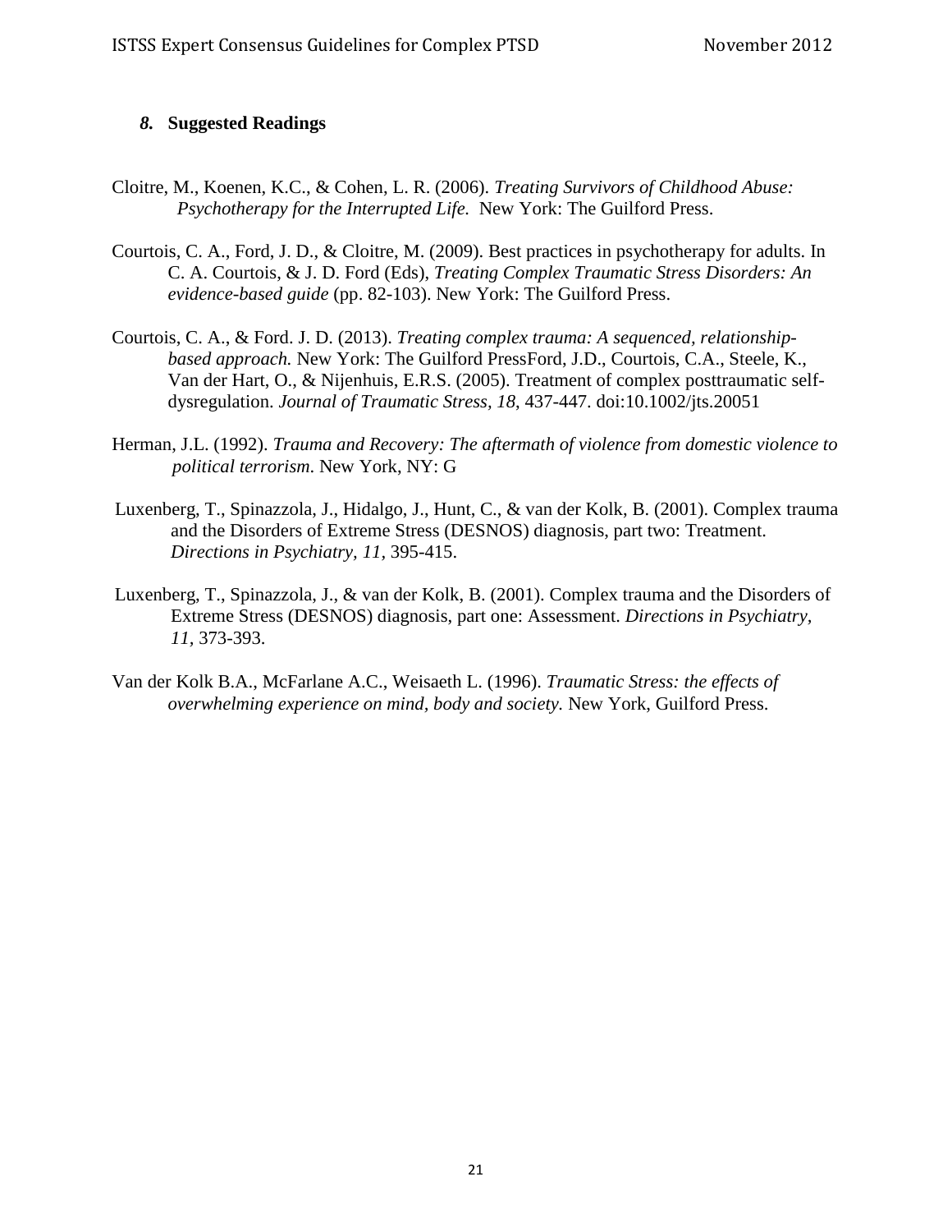## *8.* **Suggested Readings**

Cloitre, M., Koenen, K.C., & Cohen, L. R. (2006). *Treating Survivors of Childhood Abuse: Psychotherapy for the Interrupted Life.* New York: The Guilford Press.

Courtois, C. A., Ford, J. D., & Cloitre, M. (2009). Best practices in psychotherapy for adults. In C. A. Courtois, & J. D. Ford (Eds), *Treating Complex Traumatic Stress Disorders: An evidence-based guide* (pp. 82-103). New York: The Guilford Press.

Courtois, C. A., & Ford. J. D. (2013). *Treating complex trauma: A sequenced, relationship-based approach.* New York: The Guilford PressFord, J.D., Courtois, C.A., Steele, K., Van der Hart, O., & Nijenhuis, E.R.S. (2005). Treatment of complex posttraumatic self-dysregulation. *Journal of Traumatic Stress, 18,* 437-447. doi:10.1002/jts.20051

Herman, J.L. (1992). *Trauma and Recovery: The aftermath of violence from domestic violence to political terrorism*. New York, NY: G

Luxenberg, T., Spinazzola, J., Hidalgo, J., Hunt, C., & van der Kolk, B. (2001). Complex trauma and the Disorders of Extreme Stress (DESNOS) diagnosis, part two: Treatment. *Directions in Psychiatry, 11,* 395-415.

Luxenberg, T., Spinazzola, J., & van der Kolk, B. (2001). Complex trauma and the Disorders of Extreme Stress (DESNOS) diagnosis, part one: Assessment. *Directions in Psychiatry, 11,* 373-393.

Van der Kolk B.A., McFarlane A.C., Weisaeth L. (1996). *Traumatic Stress: the effects of overwhelming experience on mind, body and society.* New York, Guilford Press.